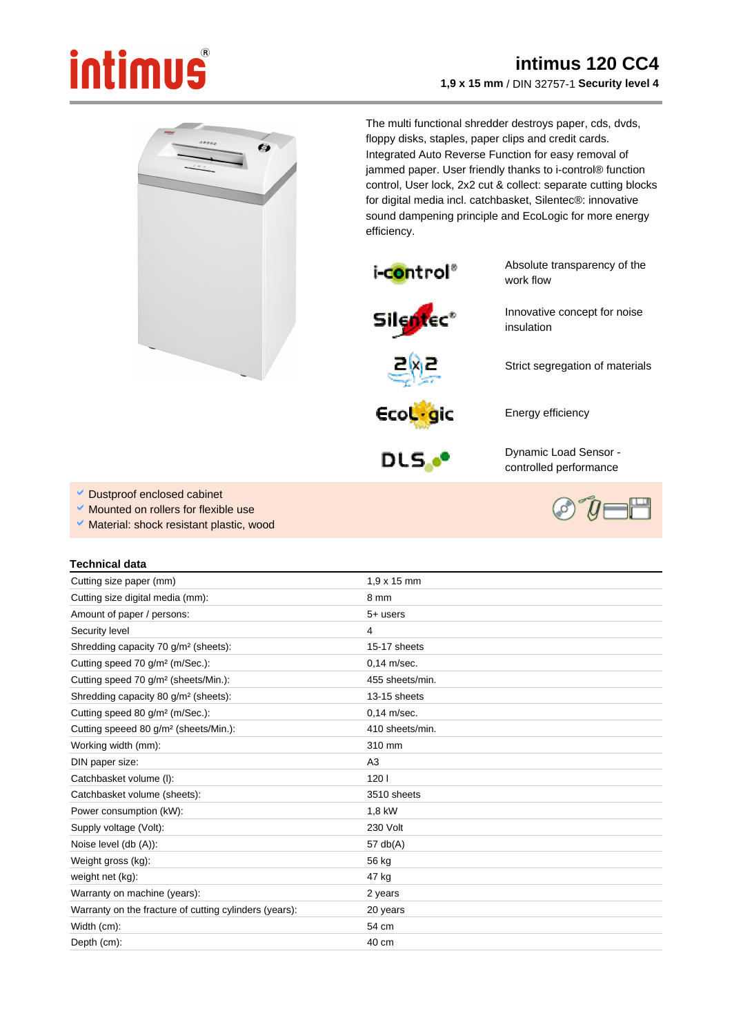# intimus 120 CC4

**1,9 x 15 mm** / DIN 32757-1 **Security level 4**

The multi functional shredder destroys paper, cds, dvds, floppy disks, staples, paper clips and credit cards. Integrated Auto Reverse Function for easy removal of jammed paper. User friendly thanks to i-control® function control, User lock, 2x2 cut & collect: separate cutting blocks for digital media incl. catchbasket, Silentec®: innovative sound dampening principle and EcoLogic for more energy efficiency.

| | |
|---|---|
| i-control® | Absolute transparency of the work flow |
| Silentec® | Innovative concept for noise insulation |
| 2x2 | Strict segregation of materials |
| EcoLogic | Energy efficiency |
| DLS | Dynamic Load Sensor - controlled performance |

- Dustproof enclosed cabinet
- Mounted on rollers for flexible use
- Material: shock resistant plastic, wood

## Technical data

| | |
|---|---|
| Cutting size paper (mm) | 1,9 x 15 mm |
| Cutting size digital media (mm): | 8 mm |
| Amount of paper / persons: | 5+ users |
| Security level | 4 |
| Shredding capacity 70 g/m² (sheets): | 15-17 sheets |
| Cutting speed 70 g/m² (m/Sec.): | 0,14 m/sec. |
| Cutting speed 70 g/m² (sheets/Min.): | 455 sheets/min. |
| Shredding capacity 80 g/m² (sheets): | 13-15 sheets |
| Cutting speed 80 g/m² (m/Sec.): | 0,14 m/sec. |
| Cutting speeed 80 g/m² (sheets/Min.): | 410 sheets/min. |
| Working width (mm): | 310 mm |
| DIN paper size: | A3 |
| Catchbasket volume (l): | 120 l |
| Catchbasket volume (sheets): | 3510 sheets |
| Power consumption (kW): | 1,8 kW |
| Supply voltage (Volt): | 230 Volt |
| Noise level (db (A)): | 57 db(A) |
| Weight gross (kg): | 56 kg |
| weight net (kg): | 47 kg |
| Warranty on machine (years): | 2 years |
| Warranty on the fracture of cutting cylinders (years): | 20 years |
| Width (cm): | 54 cm |
| Depth (cm): | 40 cm |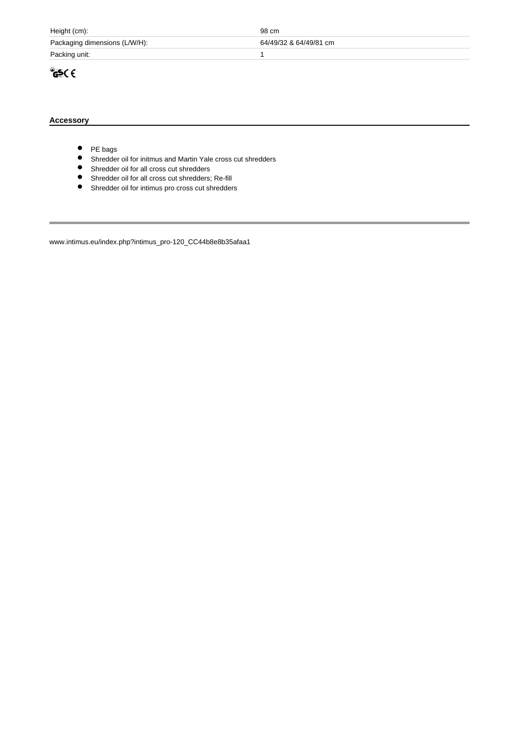| | |
|---|---|
| Height (cm): | 98 cm |
| Packaging dimensions (L/W/H): | 64/49/32 & 64/49/81 cm |
| Packing unit: | 1 |

**Accessory**

- PE bags
- Shredder oil for initmus and Martin Yale cross cut shredders
- Shredder oil for all cross cut shredders
- Shredder oil for all cross cut shredders; Re-fill
- Shredder oil for intimus pro cross cut shredders

www.intimus.eu/index.php?intimus_pro-120_CC44b8e8b35afaa1